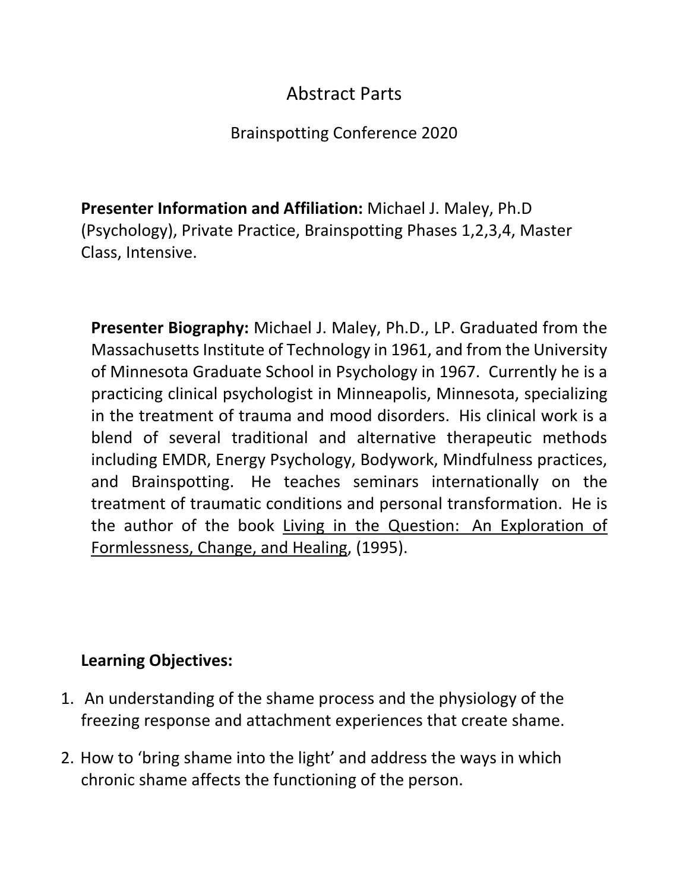# Abstract Parts

## Brainspotting Conference 2020

**Presenter Information and Affiliation:** Michael J. Maley, Ph.D (Psychology), Private Practice, Brainspotting Phases 1,2,3,4, Master Class, Intensive.

**Presenter Biography:** Michael J. Maley, Ph.D., LP. Graduated from the Massachusetts Institute of Technology in 1961, and from the University of Minnesota Graduate School in Psychology in 1967. Currently he is a practicing clinical psychologist in Minneapolis, Minnesota, specializing in the treatment of trauma and mood disorders. His clinical work is a blend of several traditional and alternative therapeutic methods including EMDR, Energy Psychology, Bodywork, Mindfulness practices, and Brainspotting. He teaches seminars internationally on the treatment of traumatic conditions and personal transformation. He is the author of the book <u>Living in the Question: An Exploration of Formlessness, Change, and Healing</u>, (1995).

**Learning Objectives:**

1. An understanding of the shame process and the physiology of the freezing response and attachment experiences that create shame.
2. How to 'bring shame into the light' and address the ways in which chronic shame affects the functioning of the person.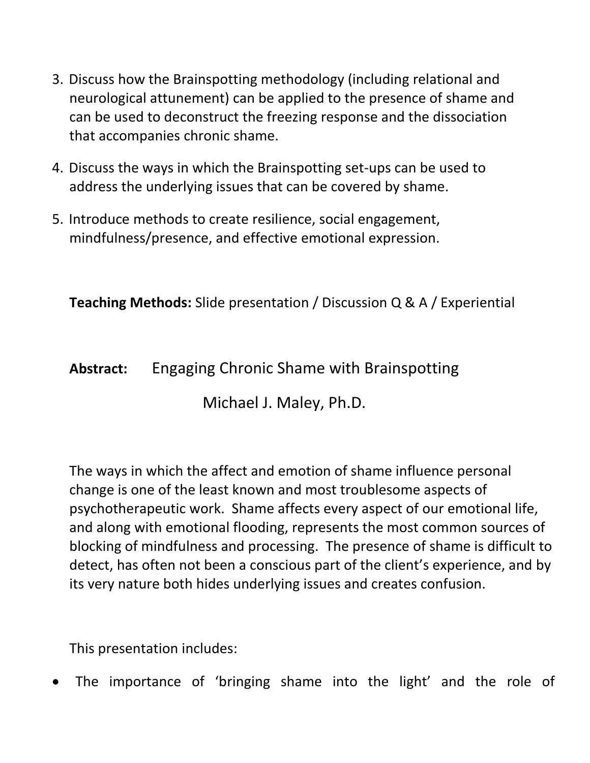3. Discuss how the Brainspotting methodology (including relational and neurological attunement) can be applied to the presence of shame and can be used to deconstruct the freezing response and the dissociation that accompanies chronic shame.
4. Discuss the ways in which the Brainspotting set-ups can be used to address the underlying issues that can be covered by shame.
5. Introduce methods to create resilience, social engagement, mindfulness/presence, and effective emotional expression.

**Teaching Methods:** Slide presentation / Discussion Q & A / Experiential

**Abstract:** Engaging Chronic Shame with Brainspotting

Michael J. Maley, Ph.D.

The ways in which the affect and emotion of shame influence personal change is one of the least known and most troublesome aspects of psychotherapeutic work. Shame affects every aspect of our emotional life, and along with emotional flooding, represents the most common sources of blocking of mindfulness and processing. The presence of shame is difficult to detect, has often not been a conscious part of the client's experience, and by its very nature both hides underlying issues and creates confusion.

This presentation includes:

- The importance of 'bringing shame into the light' and the role of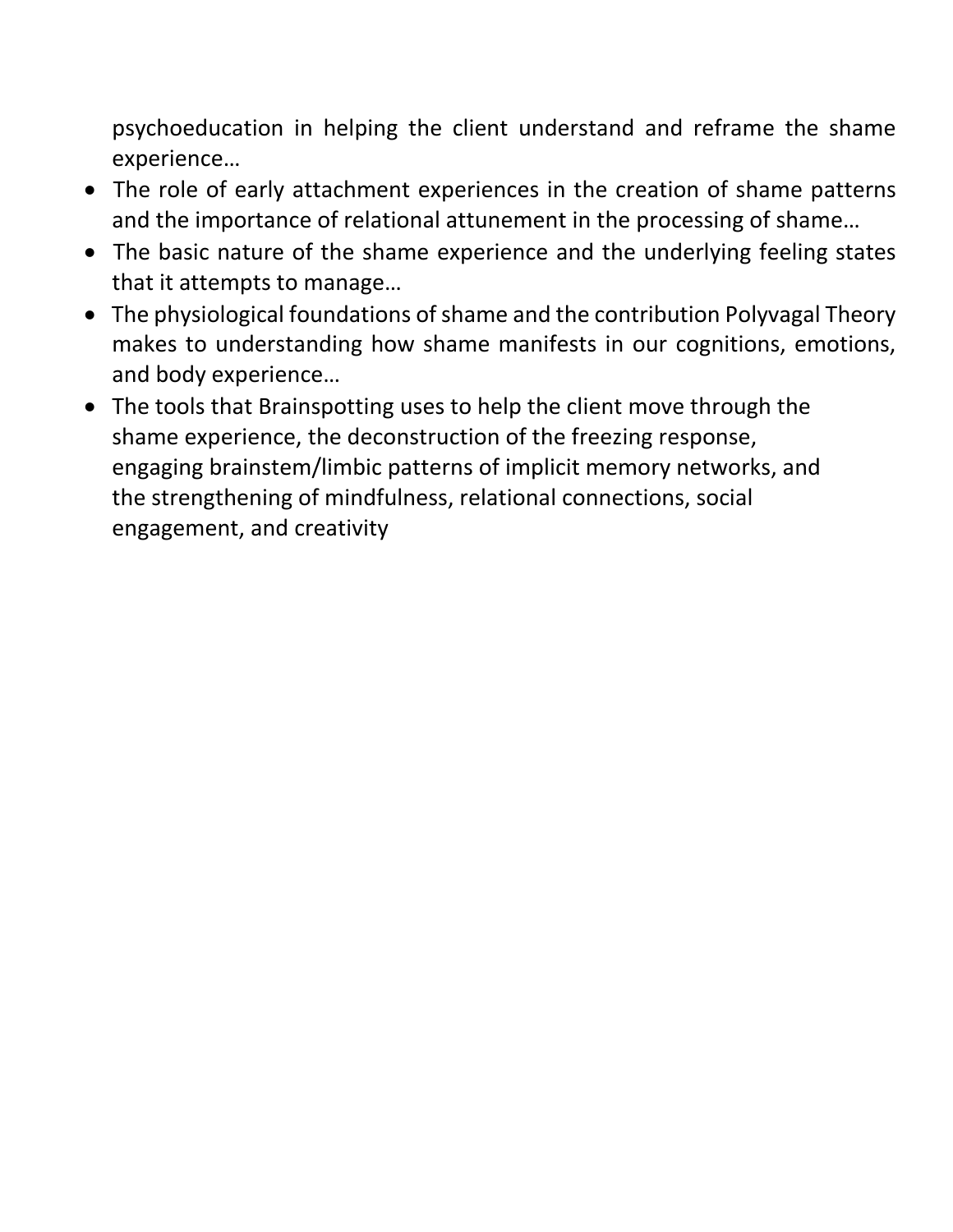psychoeducation in helping the client understand and reframe the shame experience…

- The role of early attachment experiences in the creation of shame patterns and the importance of relational attunement in the processing of shame…
- The basic nature of the shame experience and the underlying feeling states that it attempts to manage…
- The physiological foundations of shame and the contribution Polyvagal Theory makes to understanding how shame manifests in our cognitions, emotions, and body experience…
- The tools that Brainspotting uses to help the client move through the shame experience, the deconstruction of the freezing response, engaging brainstem/limbic patterns of implicit memory networks, and the strengthening of mindfulness, relational connections, social engagement, and creativity